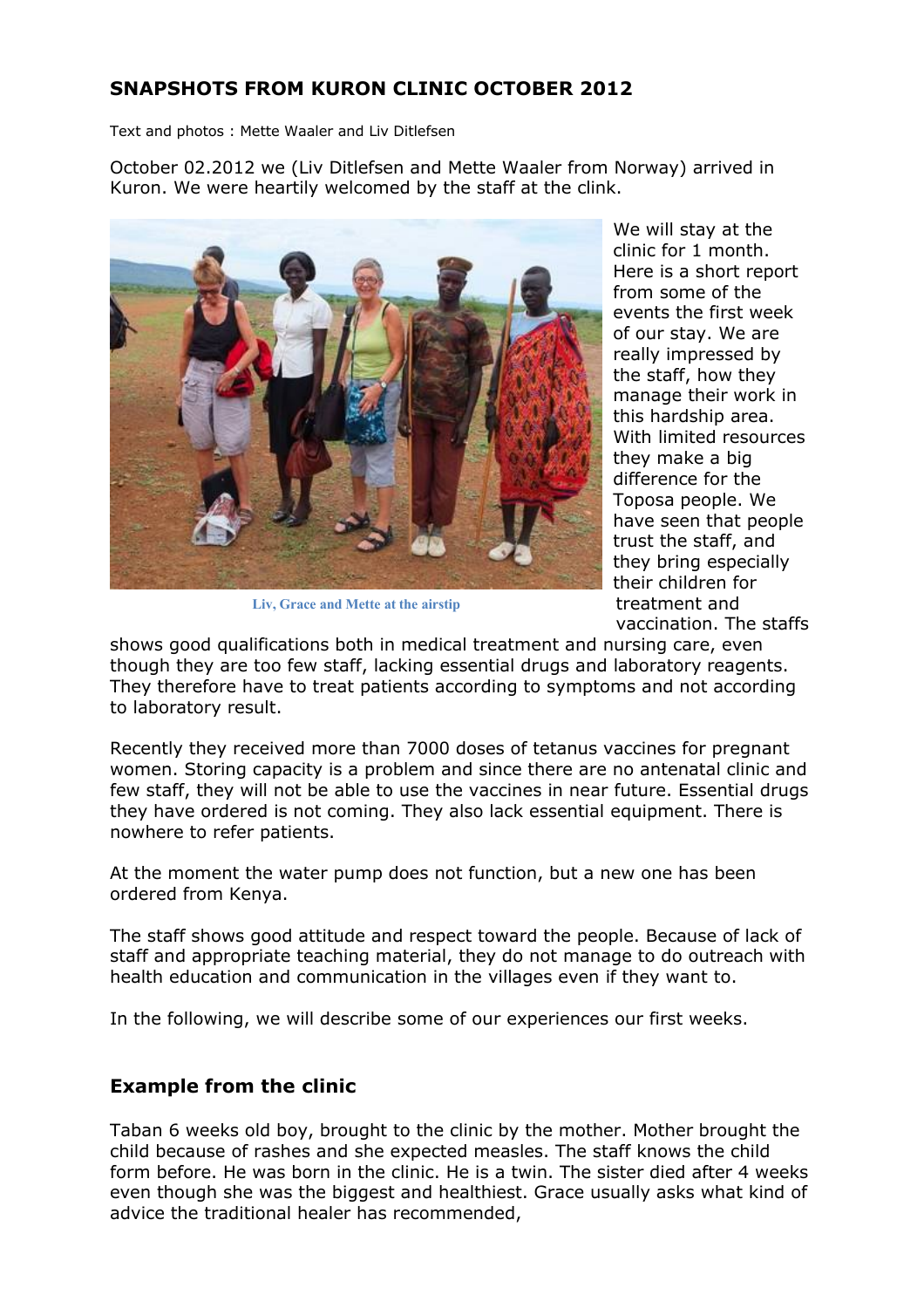## SNAPSHOTS FROM KURON CLINIC OCTOBER 2012

Text and photos : Mette Waaler and Liv Ditlefsen

October 02.2012 we (Liv Ditlefsen and Mette Waaler from Norway) arrived in Kuron. We were heartily welcomed by the staff at the clink.

Liv, Grace and Mette at the airstip

We will stay at the clinic for 1 month. Here is a short report from some of the events the first week of our stay. We are really impressed by the staff, how they manage their work in this hardship area. With limited resources they make a big difference for the Toposa people. We have seen that people trust the staff, and they bring especially their children for treatment and vaccination. The staffs shows good qualifications both in medical treatment and nursing care, even though they are too few staff, lacking essential drugs and laboratory reagents. They therefore have to treat patients according to symptoms and not according to laboratory result.

Recently they received more than 7000 doses of tetanus vaccines for pregnant women. Storing capacity is a problem and since there are no antenatal clinic and few staff, they will not be able to use the vaccines in near future. Essential drugs they have ordered is not coming. They also lack essential equipment. There is nowhere to refer patients.

At the moment the water pump does not function, but a new one has been ordered from Kenya.

The staff shows good attitude and respect toward the people. Because of lack of staff and appropriate teaching material, they do not manage to do outreach with health education and communication in the villages even if they want to.

In the following, we will describe some of our experiences our first weeks.

### Example from the clinic

Taban 6 weeks old boy, brought to the clinic by the mother. Mother brought the child because of rashes and she expected measles. The staff knows the child form before. He was born in the clinic. He is a twin. The sister died after 4 weeks even though she was the biggest and healthiest. Grace usually asks what kind of advice the traditional healer has recommended,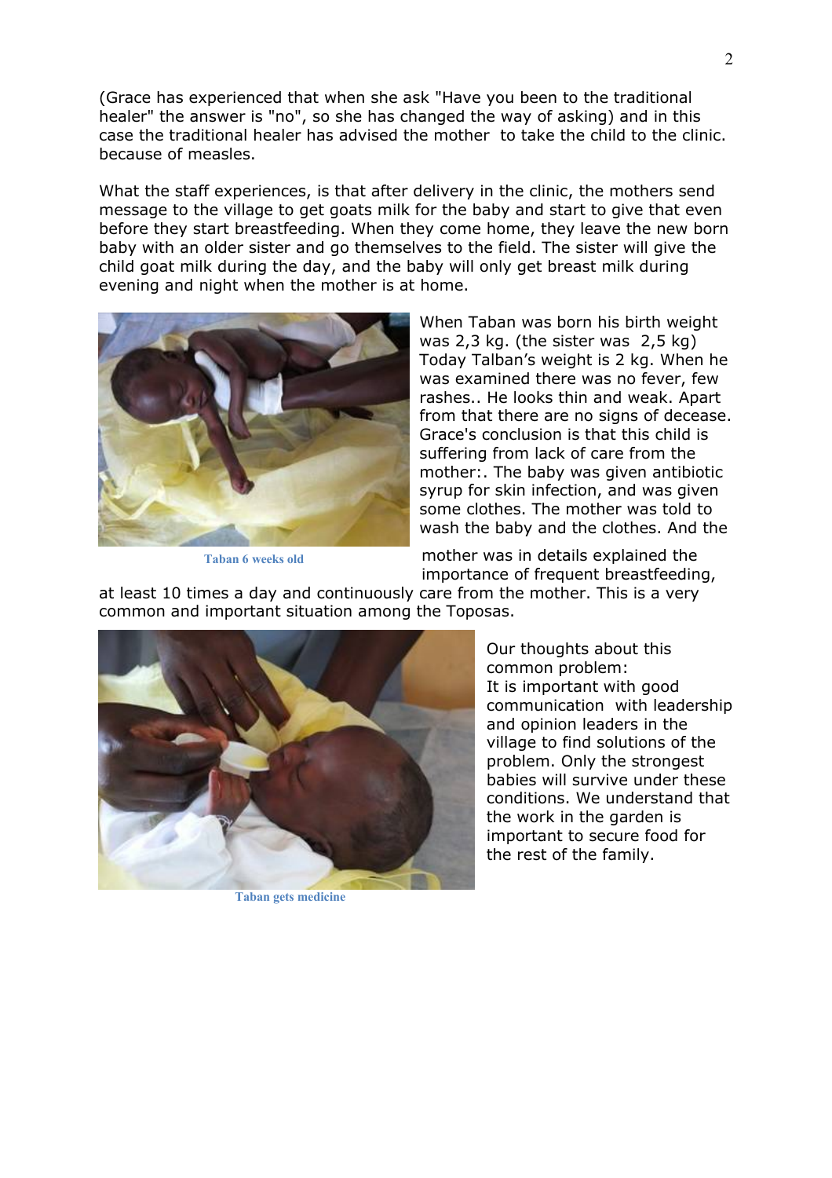(Grace has experienced that when she ask "Have you been to the traditional healer" the answer is "no", so she has changed the way of asking) and in this case the traditional healer has advised the mother  to take the child to the clinic. because of measles.

What the staff experiences, is that after delivery in the clinic, the mothers send message to the village to get goats milk for the baby and start to give that even before they start breastfeeding. When they come home, they leave the new born baby with an older sister and go themselves to the field. The sister will give the child goat milk during the day, and the baby will only get breast milk during evening and night when the mother is at home.

Taban 6 weeks old

When Taban was born his birth weight was 2,3 kg. (the sister was  2,5 kg) Today Talban's weight is 2 kg. When he was examined there was no fever, few rashes.. He looks thin and weak. Apart from that there are no signs of decease. Grace's conclusion is that this child is suffering from lack of care from the mother:. The baby was given antibiotic syrup for skin infection, and was given some clothes. The mother was told to wash the baby and the clothes. And the mother was in details explained the importance of frequent breastfeeding, at least 10 times a day and continuously care from the mother. This is a very common and important situation among the Toposas.

Taban gets medicine

Our thoughts about this common problem:
It is important with good communication  with leadership and opinion leaders in the village to find solutions of the problem. Only the strongest babies will survive under these conditions. We understand that the work in the garden is important to secure food for the rest of the family.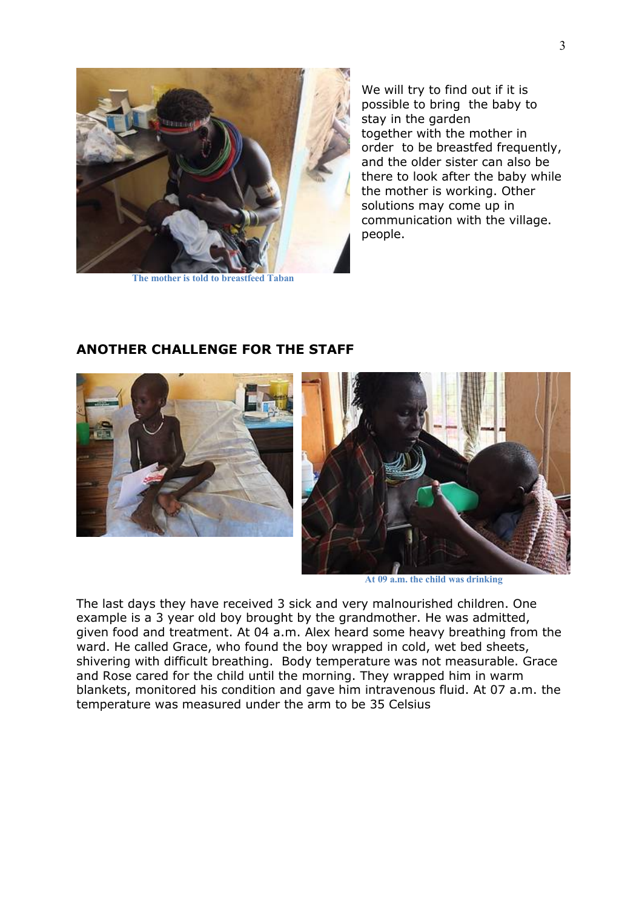The mother is told to breastfeed Taban

We will try to find out if it is possible to bring the baby to stay in the garden together with the mother in order to be breastfed frequently, and the older sister can also be there to look after the baby while the mother is working. Other solutions may come up in communication with the village. people.

## ANOTHER CHALLENGE FOR THE STAFF

At 09 a.m. the child was drinking

The last days they have received 3 sick and very malnourished children. One example is a 3 year old boy brought by the grandmother. He was admitted, given food and treatment. At 04 a.m. Alex heard some heavy breathing from the ward. He called Grace, who found the boy wrapped in cold, wet bed sheets, shivering with difficult breathing. Body temperature was not measurable. Grace and Rose cared for the child until the morning. They wrapped him in warm blankets, monitored his condition and gave him intravenous fluid. At 07 a.m. the temperature was measured under the arm to be 35 Celsius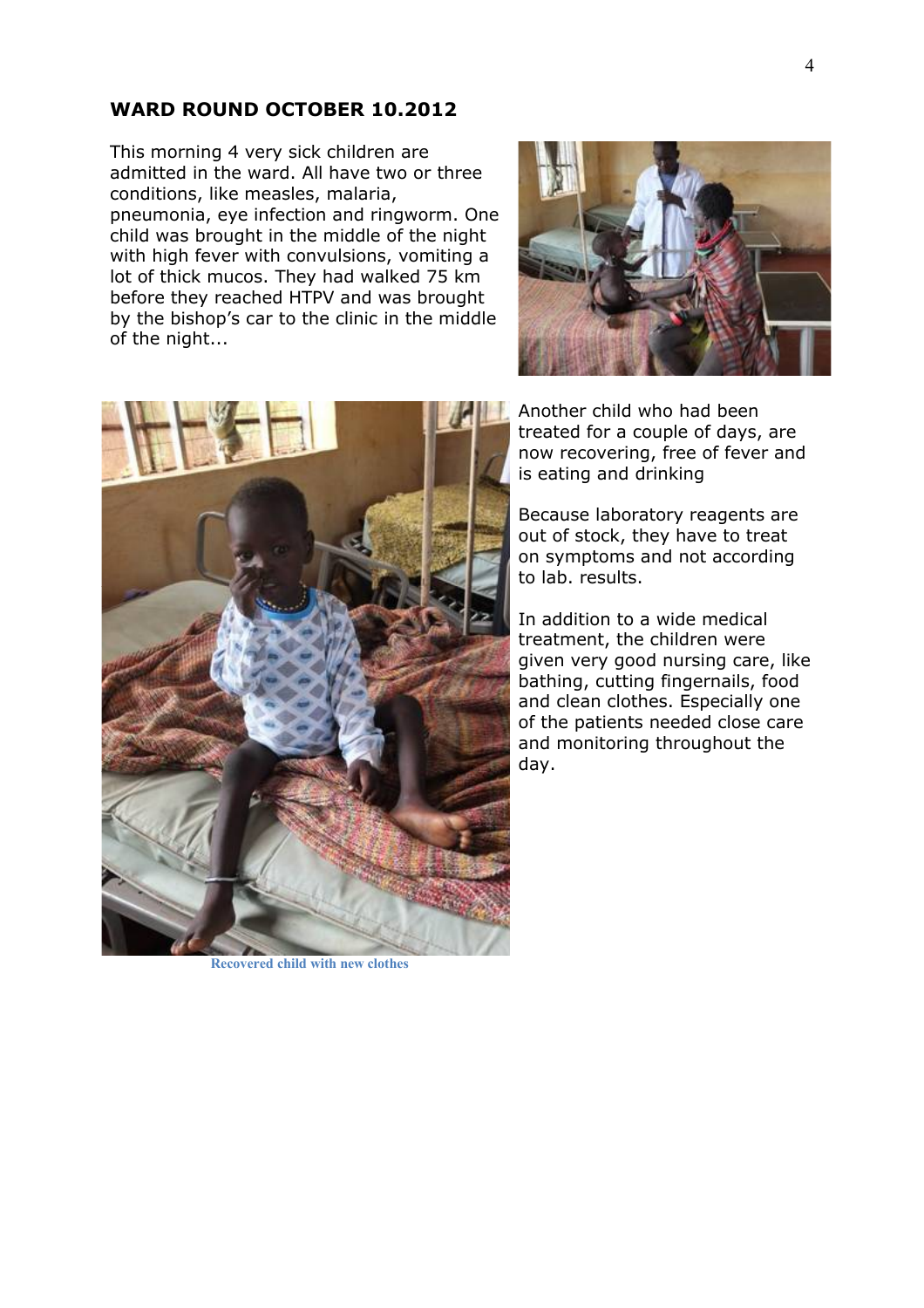## WARD ROUND OCTOBER 10.2012

This morning 4 very sick children are admitted in the ward. All have two or three conditions, like measles, malaria, pneumonia, eye infection and ringworm. One child was brought in the middle of the night with high fever with convulsions, vomiting a lot of thick mucos. They had walked 75 km before they reached HTPV and was brought by the bishop's car to the clinic in the middle of the night...

Another child who had been treated for a couple of days, are now recovering, free of fever and is eating and drinking

Because laboratory reagents are out of stock, they have to treat on symptoms and not according to lab. results.

In addition to a wide medical treatment, the children were given very good nursing care, like bathing, cutting fingernails, food and clean clothes. Especially one of the patients needed close care and monitoring throughout the day.

Recovered child with new clothes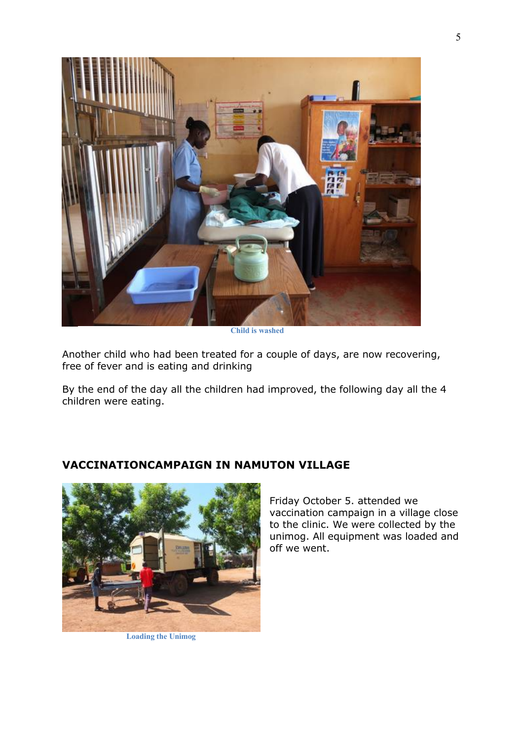Child is washed

Another child who had been treated for a couple of days, are now recovering, free of fever and is eating and drinking

By the end of the day all the children had improved, the following day all the 4 children were eating.

## VACCINATIONCAMPAIGN IN NAMUTON VILLAGE

Loading the Unimog

Friday October 5. attended we vaccination campaign in a village close to the clinic. We were collected by the unimog. All equipment was loaded and off we went.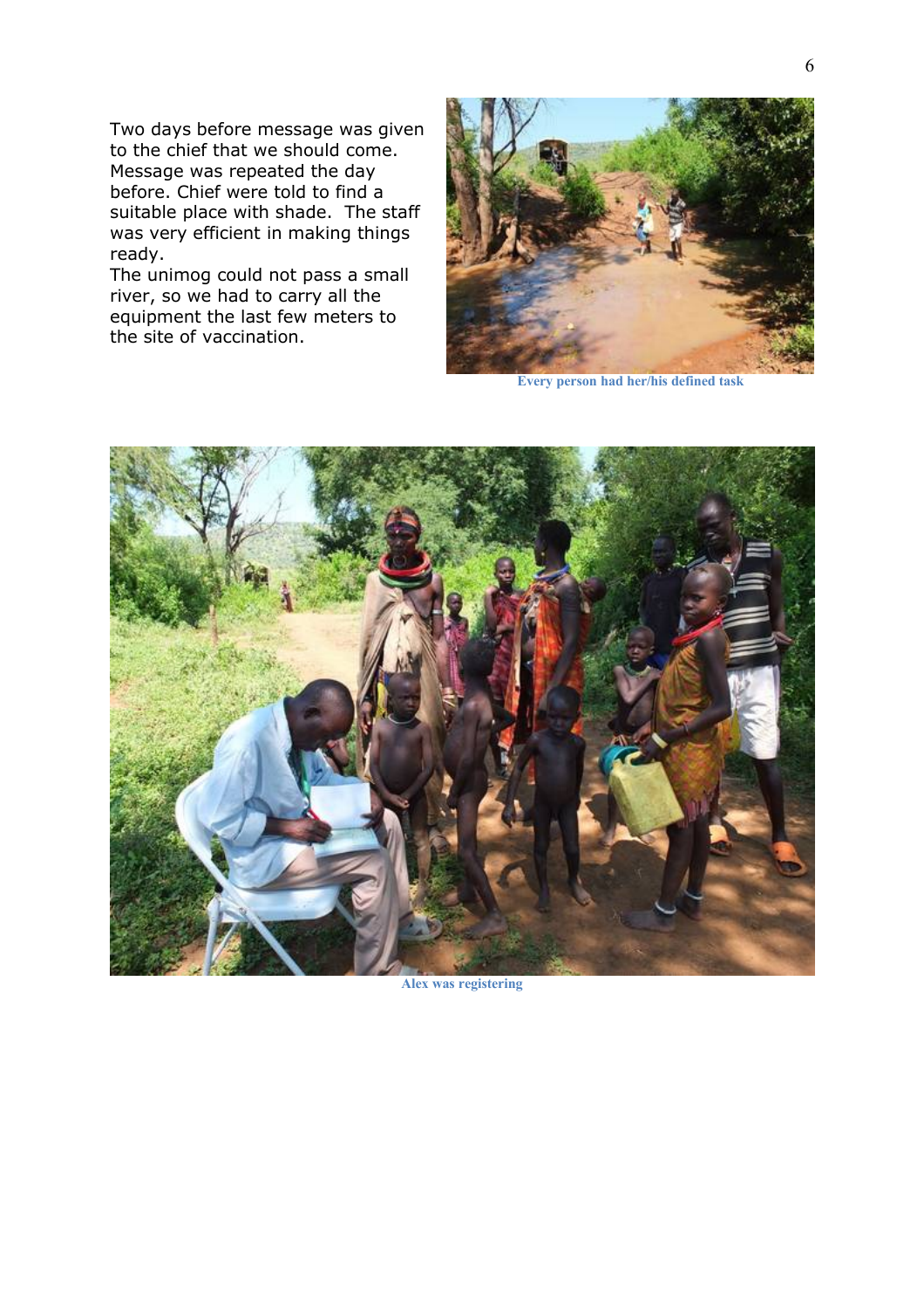Two days before message was given to the chief that we should come. Message was repeated the day before. Chief were told to find a suitable place with shade. The staff was very efficient in making things ready.
The unimog could not pass a small river, so we had to carry all the equipment the last few meters to the site of vaccination.

**Every person had her/his defined task**

**Alex was registering**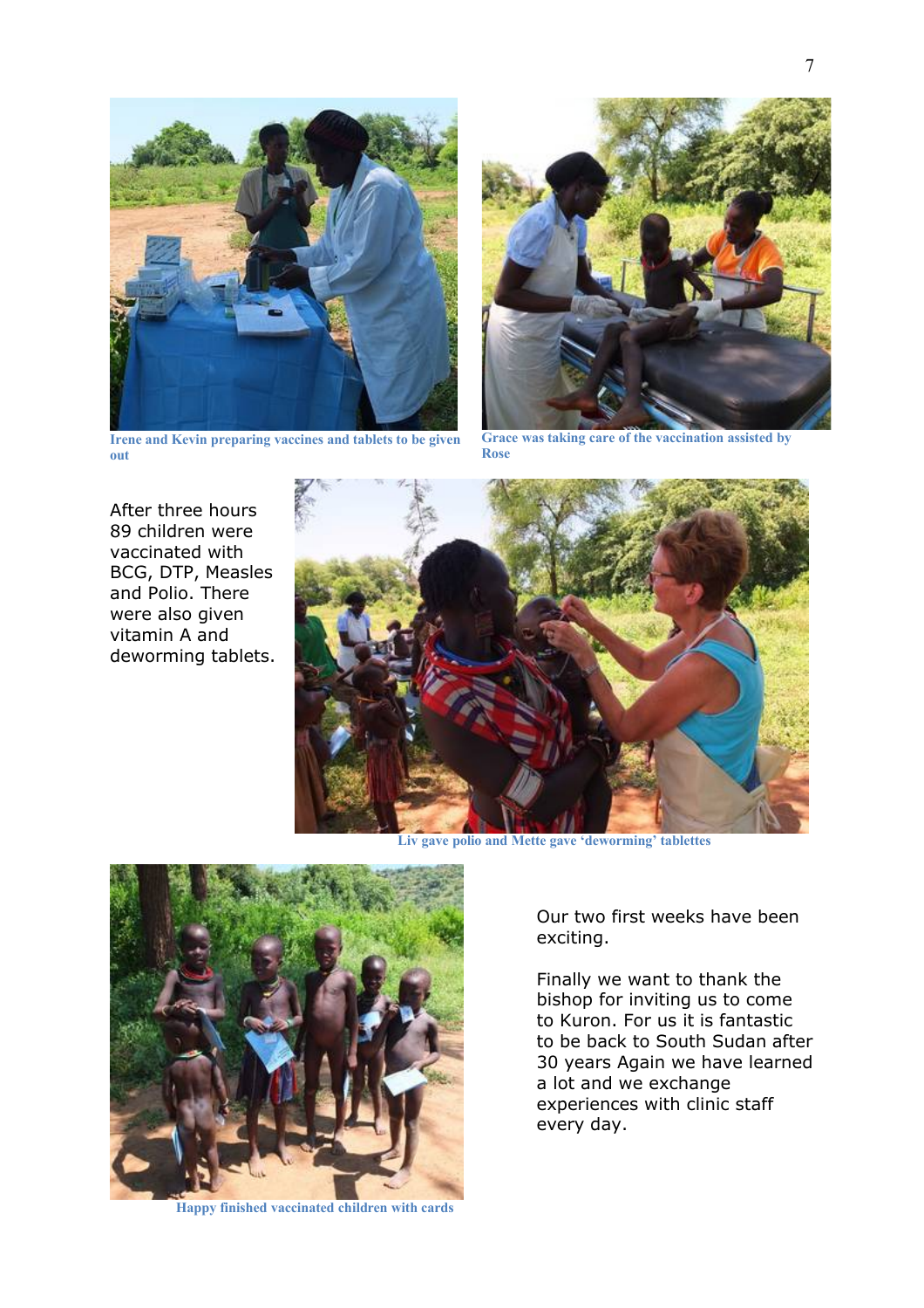Irene and Kevin preparing vaccines and tablets to be given out

Grace was taking care of the vaccination assisted by Rose

After three hours 89 children were vaccinated with BCG, DTP, Measles and Polio. There were also given vitamin A and deworming tablets.

Liv gave polio and Mette gave 'deworming' tablettes

Happy finished vaccinated children with cards

Our two first weeks have been exciting.

Finally we want to thank the bishop for inviting us to come to Kuron. For us it is fantastic to be back to South Sudan after 30 years Again we have learned a lot and we exchange experiences with clinic staff every day.